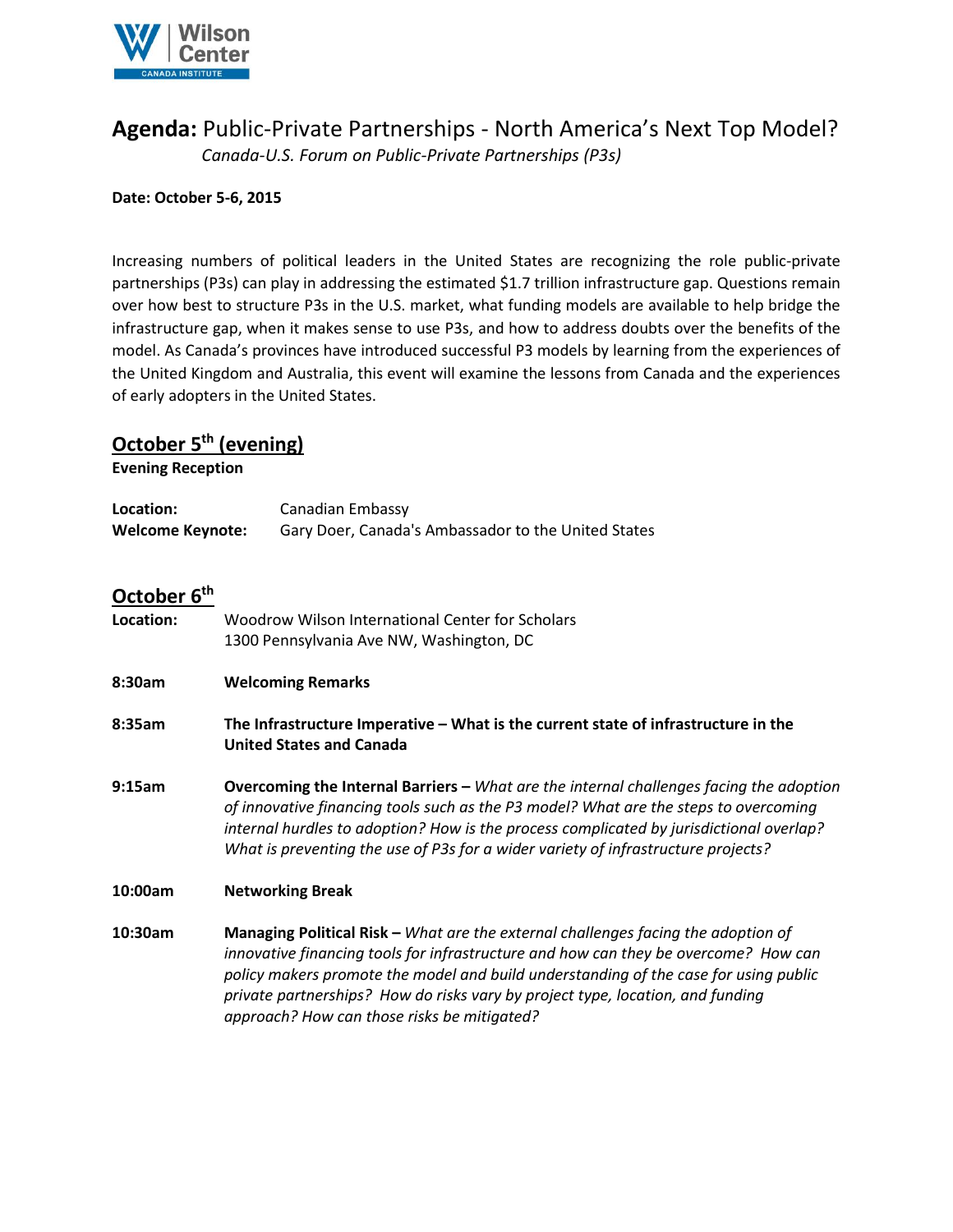# Agenda: Public-Private Partnerships - North America's Next Top Model?

*Canada-U.S. Forum on Public-Private Partnerships (P3s)*

**Date: October 5-6, 2015**

Increasing numbers of political leaders in the United States are recognizing the role public-private partnerships (P3s) can play in addressing the estimated $1.7 trillion infrastructure gap. Questions remain over how best to structure P3s in the U.S. market, what funding models are available to help bridge the infrastructure gap, when it makes sense to use P3s, and how to address doubts over the benefits of the model. As Canada's provinces have introduced successful P3 models by learning from the experiences of the United Kingdom and Australia, this event will examine the lessons from Canada and the experiences of early adopters in the United States.

## October 5th (evening)

**Evening Reception**

**Location:** Canadian Embassy

**Welcome Keynote:** Gary Doer, Canada's Ambassador to the United States

## October 6th

**Location:** Woodrow Wilson International Center for Scholars
1300 Pennsylvania Ave NW, Washington, DC

**8:30am** **Welcoming Remarks**

**8:35am** **The Infrastructure Imperative – What is the current state of infrastructure in the United States and Canada**

**9:15am** **Overcoming the Internal Barriers –** *What are the internal challenges facing the adoption of innovative financing tools such as the P3 model? What are the steps to overcoming internal hurdles to adoption? How is the process complicated by jurisdictional overlap? What is preventing the use of P3s for a wider variety of infrastructure projects?*

**10:00am** **Networking Break**

**10:30am** **Managing Political Risk –** *What are the external challenges facing the adoption of innovative financing tools for infrastructure and how can they be overcome? How can policy makers promote the model and build understanding of the case for using public private partnerships? How do risks vary by project type, location, and funding approach? How can those risks be mitigated?*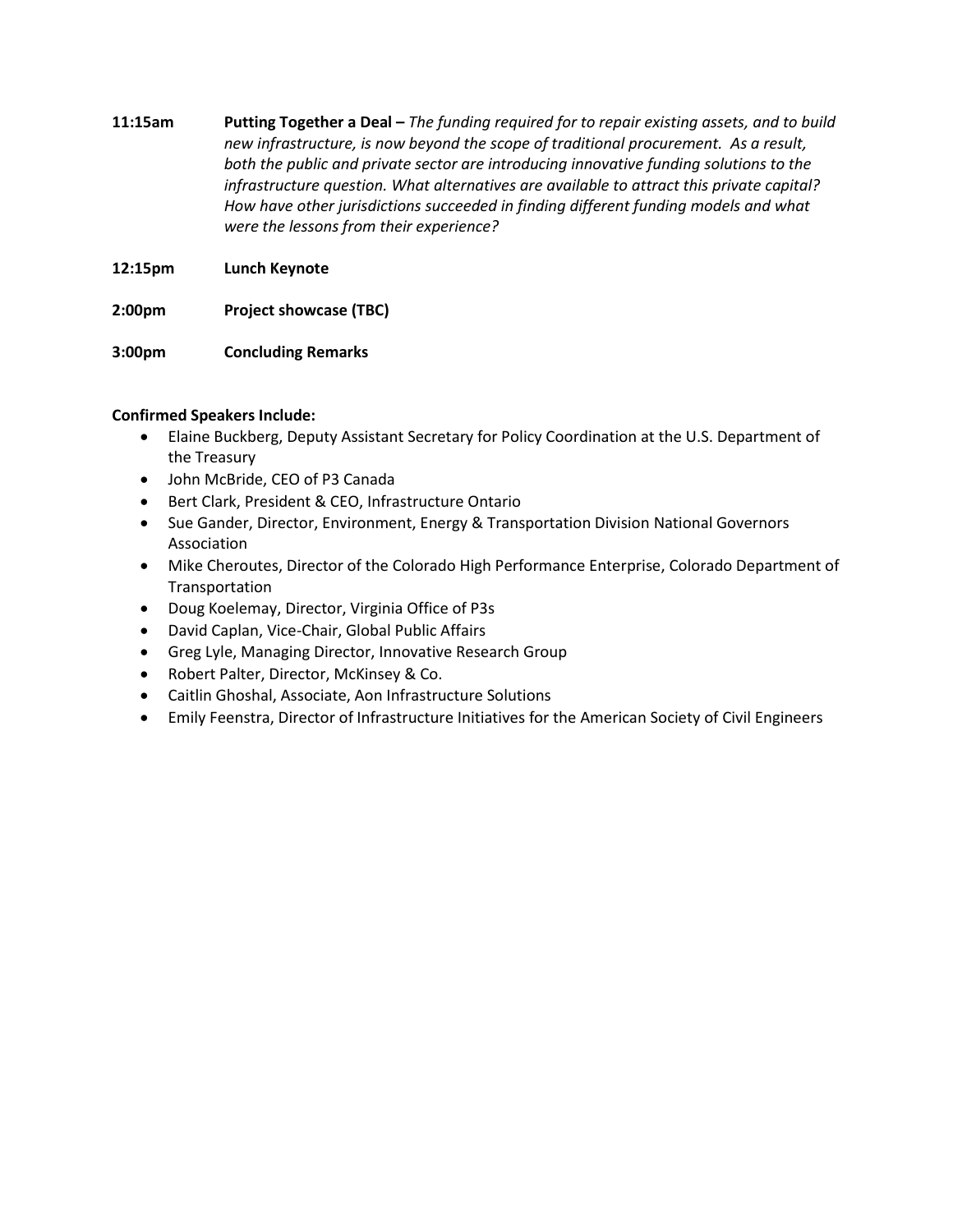**11:15am** **Putting Together a Deal –** *The funding required for to repair existing assets, and to build new infrastructure, is now beyond the scope of traditional procurement. As a result, both the public and private sector are introducing innovative funding solutions to the infrastructure question. What alternatives are available to attract this private capital? How have other jurisdictions succeeded in finding different funding models and what were the lessons from their experience?*

**12:15pm** **Lunch Keynote**

**2:00pm** **Project showcase (TBC)**

**3:00pm** **Concluding Remarks**

**Confirmed Speakers Include:**

- Elaine Buckberg, Deputy Assistant Secretary for Policy Coordination at the U.S. Department of the Treasury
- John McBride, CEO of P3 Canada
- Bert Clark, President & CEO, Infrastructure Ontario
- Sue Gander, Director, Environment, Energy & Transportation Division National Governors Association
- Mike Cheroutes, Director of the Colorado High Performance Enterprise, Colorado Department of Transportation
- Doug Koelemay, Director, Virginia Office of P3s
- David Caplan, Vice-Chair, Global Public Affairs
- Greg Lyle, Managing Director, Innovative Research Group
- Robert Palter, Director, McKinsey & Co.
- Caitlin Ghoshal, Associate, Aon Infrastructure Solutions
- Emily Feenstra, Director of Infrastructure Initiatives for the American Society of Civil Engineers